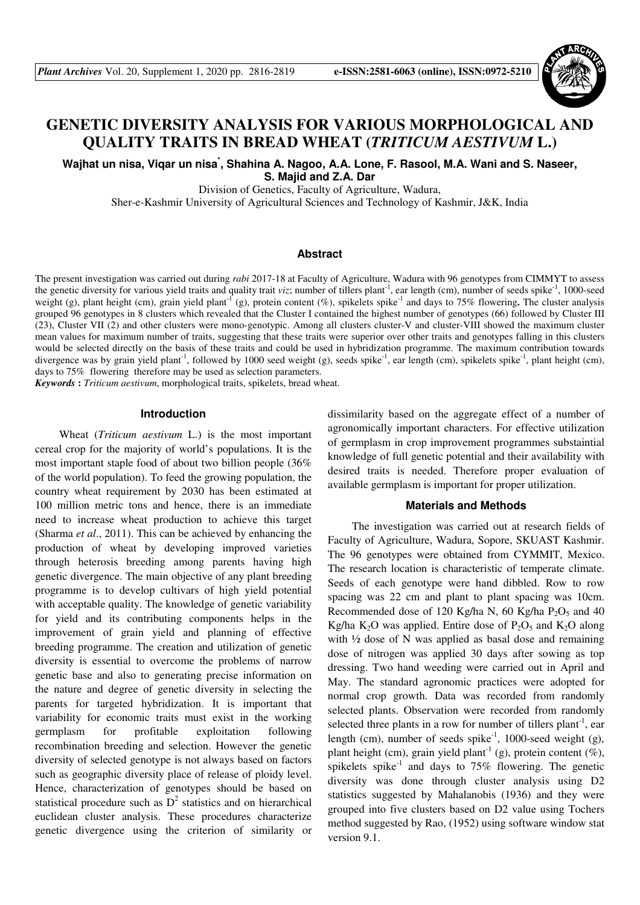# GENETIC DIVERSITY ANALYSIS FOR VARIOUS MORPHOLOGICAL AND QUALITY TRAITS IN BREAD WHEAT (*TRITICUM AESTIVUM* L.)

**Wajhat un nisa, Viqar un nisa*, Shahina A. Nagoo, A.A. Lone, F. Rasool, M.A. Wani and S. Naseer, S. Majid and Z.A. Dar**

Division of Genetics, Faculty of Agriculture, Wadura,
Sher-e-Kashmir University of Agricultural Sciences and Technology of Kashmir, J&K, India

## Abstract

The present investigation was carried out during *rabi* 2017-18 at Faculty of Agriculture, Wadura with 96 genotypes from CIMMYT to assess the genetic diversity for various yield traits and quality trait *viz*; number of tillers plant$^{-1}$, ear length (cm), number of seeds spike$^{-1}$, 1000-seed weight (g), plant height (cm), grain yield plant$^{-1}$ (g), protein content (%), spikelets spike$^{-1}$ and days to 75% flowering**.** The cluster analysis grouped 96 genotypes in 8 clusters which revealed that the Cluster I contained the highest number of genotypes (66) followed by Cluster III (23), Cluster VII (2) and other clusters were mono-genotypic. Among all clusters cluster-V and cluster-VIII showed the maximum cluster mean values for maximum number of traits, suggesting that these traits were superior over other traits and genotypes falling in this clusters would be selected directly on the basis of these traits and could be used in hybridization programme. The maximum contribution towards divergence was by grain yield plant$^{-1}$, followed by 1000 seed weight (g), seeds spike$^{-1}$, ear length (cm), spikelets spike$^{-1}$, plant height (cm), days to 75% flowering therefore may be used as selection parameters.

***Keywords*** **:** *Triticum aestivum*, morphological traits, spikelets, bread wheat.

## Introduction

Wheat (*Triticum aestivum* L.) is the most important cereal crop for the majority of world's populations. It is the most important staple food of about two billion people (36% of the world population). To feed the growing population, the country wheat requirement by 2030 has been estimated at 100 million metric tons and hence, there is an immediate need to increase wheat production to achieve this target (Sharma *et al*., 2011). This can be achieved by enhancing the production of wheat by developing improved varieties through heterosis breeding among parents having high genetic divergence. The main objective of any plant breeding programme is to develop cultivars of high yield potential with acceptable quality. The knowledge of genetic variability for yield and its contributing components helps in the improvement of grain yield and planning of effective breeding programme. The creation and utilization of genetic diversity is essential to overcome the problems of narrow genetic base and also to generating precise information on the nature and degree of genetic diversity in selecting the parents for targeted hybridization. It is important that variability for economic traits must exist in the working germplasm for profitable exploitation following recombination breeding and selection. However the genetic diversity of selected genotype is not always based on factors such as geographic diversity place of release of ploidy level. Hence, characterization of genotypes should be based on statistical procedure such as $D^2$ statistics and on hierarchical euclidean cluster analysis. These procedures characterize genetic divergence using the criterion of similarity or dissimilarity based on the aggregate effect of a number of agronomically important characters. For effective utilization of germplasm in crop improvement programmes substaintial knowledge of full genetic potential and their availability with desired traits is needed. Therefore proper evaluation of available germplasm is important for proper utilization.

## Materials and Methods

The investigation was carried out at research fields of Faculty of Agriculture, Wadura, Sopore, SKUAST Kashmir. The 96 genotypes were obtained from CYMMIT, Mexico. The research location is characteristic of temperate climate. Seeds of each genotype were hand dibbled. Row to row spacing was 22 cm and plant to plant spacing was 10cm. Recommended dose of 120 Kg/ha N, 60 Kg/ha $P_2O_5$ and 40 Kg/ha $K_2O$ was applied. Entire dose of $P_2O_5$ and $K_2O$ along with ½ dose of N was applied as basal dose and remaining dose of nitrogen was applied 30 days after sowing as top dressing. Two hand weeding were carried out in April and May. The standard agronomic practices were adopted for normal crop growth. Data was recorded from randomly selected plants. Observation were recorded from randomly selected three plants in a row for number of tillers plant$^{-1}$, ear length (cm), number of seeds spike$^{-1}$, 1000-seed weight (g), plant height (cm), grain yield plant$^{-1}$ (g), protein content (%), spikelets spike$^{-1}$ and days to 75% flowering. The genetic diversity was done through cluster analysis using D2 statistics suggested by Mahalanobis (1936) and they were grouped into five clusters based on D2 value using Tochers method suggested by Rao, (1952) using software window stat version 9.1.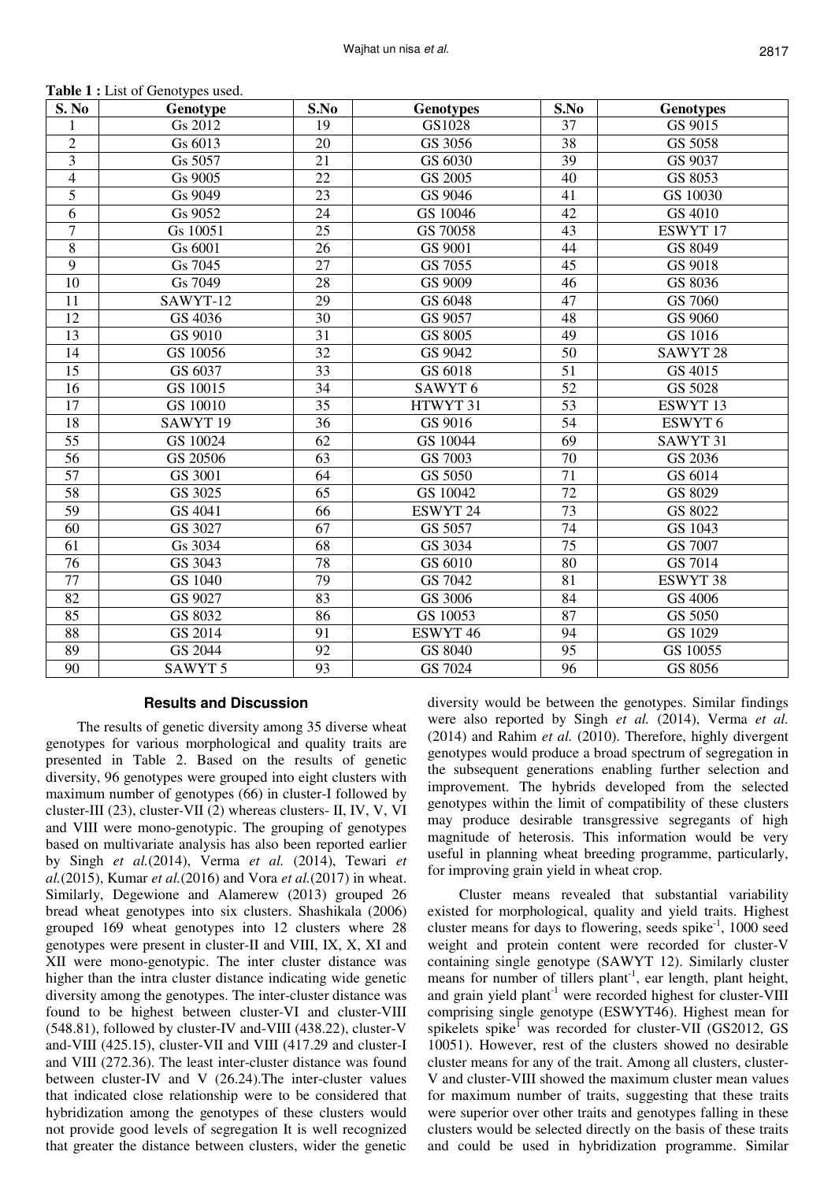**Table 1 :** List of Genotypes used.

| S. No | Genotype | S.No | Genotypes | S.No | Genotypes |
|---|---|---|---|---|---|
| 1 | Gs 2012 | 19 | GS1028 | 37 | GS 9015 |
| 2 | Gs 6013 | 20 | GS 3056 | 38 | GS 5058 |
| 3 | Gs 5057 | 21 | GS 6030 | 39 | GS 9037 |
| 4 | Gs 9005 | 22 | GS 2005 | 40 | GS 8053 |
| 5 | Gs 9049 | 23 | GS 9046 | 41 | GS 10030 |
| 6 | Gs 9052 | 24 | GS 10046 | 42 | GS 4010 |
| 7 | Gs 10051 | 25 | GS 70058 | 43 | ESWYT 17 |
| 8 | Gs 6001 | 26 | GS 9001 | 44 | GS 8049 |
| 9 | Gs 7045 | 27 | GS 7055 | 45 | GS 9018 |
| 10 | Gs 7049 | 28 | GS 9009 | 46 | GS 8036 |
| 11 | SAWYT-12 | 29 | GS 6048 | 47 | GS 7060 |
| 12 | GS 4036 | 30 | GS 9057 | 48 | GS 9060 |
| 13 | GS 9010 | 31 | GS 8005 | 49 | GS 1016 |
| 14 | GS 10056 | 32 | GS 9042 | 50 | SAWYT 28 |
| 15 | GS 6037 | 33 | GS 6018 | 51 | GS 4015 |
| 16 | GS 10015 | 34 | SAWYT 6 | 52 | GS 5028 |
| 17 | GS 10010 | 35 | HTWYT 31 | 53 | ESWYT 13 |
| 18 | SAWYT 19 | 36 | GS 9016 | 54 | ESWYT 6 |
| 55 | GS 10024 | 62 | GS 10044 | 69 | SAWYT 31 |
| 56 | GS 20506 | 63 | GS 7003 | 70 | GS 2036 |
| 57 | GS 3001 | 64 | GS 5050 | 71 | GS 6014 |
| 58 | GS 3025 | 65 | GS 10042 | 72 | GS 8029 |
| 59 | GS 4041 | 66 | ESWYT 24 | 73 | GS 8022 |
| 60 | GS 3027 | 67 | GS 5057 | 74 | GS 1043 |
| 61 | Gs 3034 | 68 | GS 3034 | 75 | GS 7007 |
| 76 | GS 3043 | 78 | GS 6010 | 80 | GS 7014 |
| 77 | GS 1040 | 79 | GS 7042 | 81 | ESWYT 38 |
| 82 | GS 9027 | 83 | GS 3006 | 84 | GS 4006 |
| 85 | GS 8032 | 86 | GS 10053 | 87 | GS 5050 |
| 88 | GS 2014 | 91 | ESWYT 46 | 94 | GS 1029 |
| 89 | GS 2044 | 92 | GS 8040 | 95 | GS 10055 |
| 90 | SAWYT 5 | 93 | GS 7024 | 96 | GS 8056 |

## Results and Discussion

The results of genetic diversity among 35 diverse wheat genotypes for various morphological and quality traits are presented in Table 2. Based on the results of genetic diversity, 96 genotypes were grouped into eight clusters with maximum number of genotypes (66) in cluster-I followed by cluster-III (23), cluster-VII (2) whereas clusters- II, IV, V, VI and VIII were mono-genotypic. The grouping of genotypes based on multivariate analysis has also been reported earlier by Singh *et al.*(2014), Verma *et al.* (2014), Tewari *et al.*(2015), Kumar *et al.*(2016) and Vora *et al.*(2017) in wheat. Similarly, Degewione and Alamerew (2013) grouped 26 bread wheat genotypes into six clusters. Shashikala (2006) grouped 169 wheat genotypes into 12 clusters where 28 genotypes were present in cluster-II and VIII, IX, X, XI and XII were mono-genotypic. The inter cluster distance was higher than the intra cluster distance indicating wide genetic diversity among the genotypes. The inter-cluster distance was found to be highest between cluster-VI and cluster-VIII (548.81), followed by cluster-IV and-VIII (438.22), cluster-V and-VIII (425.15), cluster-VII and VIII (417.29 and cluster-I and VIII (272.36). The least inter-cluster distance was found between cluster-IV and V (26.24).The inter-cluster values that indicated close relationship were to be considered that hybridization among the genotypes of these clusters would not provide good levels of segregation It is well recognized that greater the distance between clusters, wider the genetic diversity would be between the genotypes. Similar findings were also reported by Singh *et al.* (2014), Verma *et al.* (2014) and Rahim *et al.* (2010). Therefore, highly divergent genotypes would produce a broad spectrum of segregation in the subsequent generations enabling further selection and improvement. The hybrids developed from the selected genotypes within the limit of compatibility of these clusters may produce desirable transgressive segregants of high magnitude of heterosis. This information would be very useful in planning wheat breeding programme, particularly, for improving grain yield in wheat crop.

Cluster means revealed that substantial variability existed for morphological, quality and yield traits. Highest cluster means for days to flowering, seeds spike$^{-1}$, 1000 seed weight and protein content were recorded for cluster-V containing single genotype (SAWYT 12). Similarly cluster means for number of tillers plant$^{-1}$, ear length, plant height, and grain yield plant$^{-1}$ were recorded highest for cluster-VIII comprising single genotype (ESWYT46). Highest mean for spikelets spike$^{1}$ was recorded for cluster-VII (GS2012, GS 10051). However, rest of the clusters showed no desirable cluster means for any of the trait. Among all clusters, cluster-V and cluster-VIII showed the maximum cluster mean values for maximum number of traits, suggesting that these traits were superior over other traits and genotypes falling in these clusters would be selected directly on the basis of these traits and could be used in hybridization programme. Similar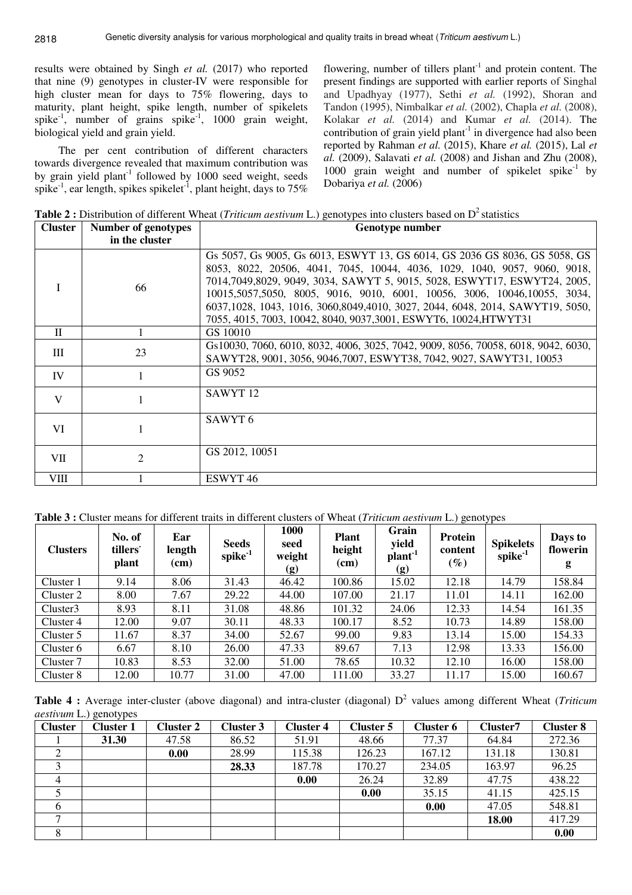results were obtained by Singh *et al.* (2017) who reported that nine (9) genotypes in cluster-IV were responsible for high cluster mean for days to 75% flowering, days to maturity, plant height, spike length, number of spikelets spike$^{-1}$, number of grains spike$^{-1}$, 1000 grain weight, biological yield and grain yield.

The per cent contribution of different characters towards divergence revealed that maximum contribution was by grain yield plant$^{-1}$ followed by 1000 seed weight, seeds spike$^{-1}$, ear length, spikes spikelet$^{-1}$, plant height, days to 75% flowering, number of tillers plant$^{-1}$ and protein content. The present findings are supported with earlier reports of Singhal and Upadhyay (1977), Sethi *et al.* (1992), Shoran and Tandon (1995), Nimbalkar *et al.* (2002), Chapla *et al.* (2008), Kolakar *et al.* (2014) and Kumar *et al.* (2014). The contribution of grain yield plant$^{-1}$ in divergence had also been reported by Rahman *et al.* (2015), Khare *et al.* (2015), Lal *et al.* (2009), Salavati *et al.* (2008) and Jishan and Zhu (2008), 1000 grain weight and number of spikelet spike$^{-1}$ by Dobariya *et al.* (2006)

**Table 2 :** Distribution of different Wheat (*Triticum aestivum* L.) genotypes into clusters based on $D^2$ statistics

| Cluster | Number of genotypes in the cluster | Genotype number |
|---|---|---|
| I | 66 | Gs 5057, Gs 9005, Gs 6013, ESWYT 13, GS 6014, GS 2036 GS 8036, GS 5058, GS 8053, 8022, 20506, 4041, 7045, 10044, 4036, 1029, 1040, 9057, 9060, 9018, 7014,7049,8029, 9049, 3034, SAWYT 5, 9015, 5028, ESWYT17, ESWYT24, 2005, 10015,5057,5050, 8005, 9016, 9010, 6001, 10056, 3006, 10046,10055, 3034, 6037,1028, 1043, 1016, 3060,8049,4010, 3027, 2044, 6048, 2014, SAWYT19, 5050, 7055, 4015, 7003, 10042, 8040, 9037,3001, ESWYT6, 10024,HTWYT31 |
| II | 1 | GS 10010 |
| III | 23 | Gs10030, 7060, 6010, 8032, 4006, 3025, 7042, 9009, 8056, 70058, 6018, 9042, 6030, SAWYT28, 9001, 3056, 9046,7007, ESWYT38, 7042, 9027, SAWYT31, 10053 |
| IV | 1 | GS 9052 |
| V | 1 | SAWYT 12 |
| VI | 1 | SAWYT 6 |
| VII | 2 | GS 2012, 10051 |
| VIII | 1 | ESWYT 46 |

**Table 3 :** Cluster means for different traits in different clusters of Wheat (*Triticum aestivum* L.) genotypes

| Clusters | No. of tillers plant | Ear length (cm) | Seeds spike$^{-1}$ | 1000 seed weight (g) | Plant height (cm) | Grain yield plant$^{-1}$ (g) | Protein content (%) | Spikelets spike$^{-1}$ | Days to flowering |
|---|---|---|---|---|---|---|---|---|---|
| Cluster 1 | 9.14 | 8.06 | 31.43 | 46.42 | 100.86 | 15.02 | 12.18 | 14.79 | 158.84 |
| Cluster 2 | 8.00 | 7.67 | 29.22 | 44.00 | 107.00 | 21.17 | 11.01 | 14.11 | 162.00 |
| Cluster3 | 8.93 | 8.11 | 31.08 | 48.86 | 101.32 | 24.06 | 12.33 | 14.54 | 161.35 |
| Cluster 4 | 12.00 | 9.07 | 30.11 | 48.33 | 100.17 | 8.52 | 10.73 | 14.89 | 158.00 |
| Cluster 5 | 11.67 | 8.37 | 34.00 | 52.67 | 99.00 | 9.83 | 13.14 | 15.00 | 154.33 |
| Cluster 6 | 6.67 | 8.10 | 26.00 | 47.33 | 89.67 | 7.13 | 12.98 | 13.33 | 156.00 |
| Cluster 7 | 10.83 | 8.53 | 32.00 | 51.00 | 78.65 | 10.32 | 12.10 | 16.00 | 158.00 |
| Cluster 8 | 12.00 | 10.77 | 31.00 | 47.00 | 111.00 | 33.27 | 11.17 | 15.00 | 160.67 |

**Table 4 :** Average inter-cluster (above diagonal) and intra-cluster (diagonal) $D^2$ values among different Wheat (*Triticum aestivum* L.) genotypes

| Cluster | Cluster 1 | Cluster 2 | Cluster 3 | Cluster 4 | Cluster 5 | Cluster 6 | Cluster7 | Cluster 8 |
|---|---|---|---|---|---|---|---|---|
| 1 | **31.30** | 47.58 | 86.52 | 51.91 | 48.66 | 77.37 | 64.84 | 272.36 |
| 2 | | **0.00** | 28.99 | 115.38 | 126.23 | 167.12 | 131.18 | 130.81 |
| 3 | | | **28.33** | 187.78 | 170.27 | 234.05 | 163.97 | 96.25 |
| 4 | | | | **0.00** | 26.24 | 32.89 | 47.75 | 438.22 |
| 5 | | | | | **0.00** | 35.15 | 41.15 | 425.15 |
| 6 | | | | | | **0.00** | 47.05 | 548.81 |
| 7 | | | | | | | **18.00** | 417.29 |
| 8 | | | | | | | | **0.00** |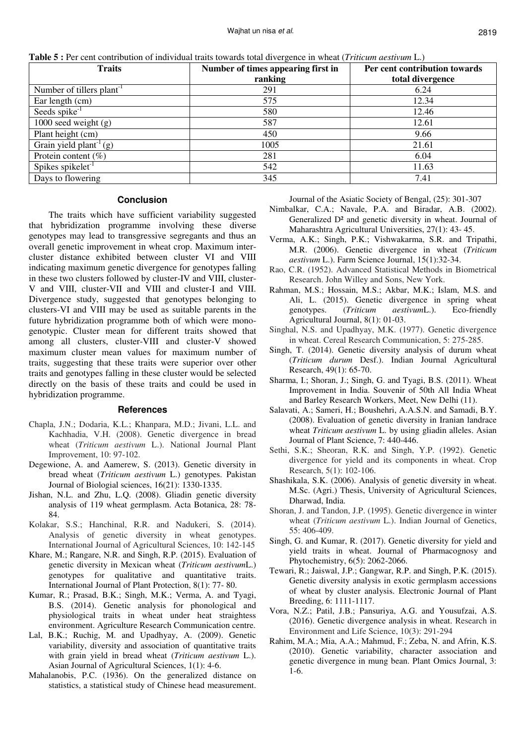**Table 5 :** Per cent contribution of individual traits towards total divergence in wheat (*Triticum aestivum* L.)

| Traits | Number of times appearing first in ranking | Per cent contribution towards total divergence |
|---|---|---|
| Number of tillers plant$^{-1}$ | 291 | 6.24 |
| Ear length (cm) | 575 | 12.34 |
| Seeds spike$^{-1}$ | 580 | 12.46 |
| 1000 seed weight (g) | 587 | 12.61 |
| Plant height (cm) | 450 | 9.66 |
| Grain yield plant$^{-1}$ (g) | 1005 | 21.61 |
| Protein content (%) | 281 | 6.04 |
| Spikes spikelet$^{-1}$ | 542 | 11.63 |
| Days to flowering | 345 | 7.41 |

## Conclusion

The traits which have sufficient variability suggested that hybridization programme involving these diverse genotypes may lead to transgressive segregants and thus an overall genetic improvement in wheat crop. Maximum inter-cluster distance exhibited between cluster VI and VIII indicating maximum genetic divergence for genotypes falling in these two clusters followed by cluster-IV and VIII, cluster-V and VIII, cluster-VII and VIII and cluster-I and VIII. Divergence study, suggested that genotypes belonging to clusters-VI and VIII may be used as suitable parents in the future hybridization programme both of which were mono-genotypic. Cluster mean for different traits showed that among all clusters, cluster-VIII and cluster-V showed maximum cluster mean values for maximum number of traits, suggesting that these traits were superior over other traits and genotypes falling in these cluster would be selected directly on the basis of these traits and could be used in hybridization programme.

## References

Chapla, J.N.; Dodaria, K.L.; Khanpara, M.D.; Jivani, L.L. and Kachhadia, V.H. (2008). Genetic divergence in bread wheat (*Triticum aestivum* L.). National Journal Plant Improvement, 10: 97-102.

Degewione, A. and Aamerew, S. (2013). Genetic diversity in bread wheat (*Triticum aestivum* L.) genotypes. Pakistan Journal of Biologial sciences, 16(21): 1330-1335.

Jishan, N.L. and Zhu, L.Q. (2008). Gliadin genetic diversity analysis of 119 wheat germplasm. Acta Botanica, 28: 78-84.

Kolakar, S.S.; Hanchinal, R.R. and Nadukeri, S. (2014). Analysis of genetic diversity in wheat genotypes. International Journal of Agricultural Sciences, 10: 142-145

Khare, M.; Rangare, N.R. and Singh, R.P. (2015). Evaluation of genetic diversity in Mexican wheat (*Triticum aestivum*L.) genotypes for qualitative and quantitative traits. International Journal of Plant Protection, 8(1): 77- 80.

Kumar, R.; Prasad, B.K.; Singh, M.K.; Verma, A. and Tyagi, B.S. (2014). Genetic analysis for phonological and physiological traits in wheat under heat straightess environment. Agriculture Research Communication centre.

Lal, B.K.; Ruchig, M. and Upadhyay, A. (2009). Genetic variability, diversity and association of quantitative traits with grain yield in bread wheat (*Triticum aestivum* L.). Asian Journal of Agricultural Sciences, 1(1): 4-6.

Mahalanobis, P.C. (1936). On the generalized distance on statistics, a statistical study of Chinese head measurement. Journal of the Asiatic Society of Bengal, (25): 301-307

Nimbalkar, C.A.; Navale, P.A. and Biradar, A.B. (2002). Generalized D² and genetic diversity in wheat. Journal of Maharashtra Agricultural Universities, 27(1): 43- 45.

Verma, A.K.; Singh, P.K.; Vishwakarma, S.R. and Tripathi, M.R. (2006). Genetic divergence in wheat (*Triticum aestivum* L.). Farm Science Journal, 15(1):32-34.

Rao, C.R. (1952). Advanced Statistical Methods in Biometrical Research. John Willey and Sons, New York.

Rahman, M.S.; Hossain, M.S.; Akbar, M.K.; Islam, M.S. and Ali, L. (2015). Genetic divergence in spring wheat genotypes. (*Triticum aestivum*L.). Eco-friendly Agricultural Journal, 8(1): 01-03.

Singhal, N.S. and Upadhyay, M.K. (1977). Genetic divergence in wheat. Cereal Research Communication, 5: 275-285.

Singh, T. (2014). Genetic diversity analysis of durum wheat (*Triticum durum* Desf.). Indian Journal Agricultural Research, 49(1): 65-70.

Sharma, I.; Shoran, J.; Singh, G. and Tyagi, B.S. (2011). Wheat Improvement in India. Souvenir of 50th All India Wheat and Barley Research Workers, Meet, New Delhi (11).

Salavati, A.; Sameri, H.; Boushehri, A.A.S.N. and Samadi, B.Y. (2008). Evaluation of genetic diversity in Iranian landrace wheat *Triticum aestivum* L. by using gliadin alleles. Asian Journal of Plant Science, 7: 440-446.

Sethi, S.K.; Sheoran, R.K. and Singh, Y.P. (1992). Genetic divergence for yield and its components in wheat. Crop Research, 5(1): 102-106.

Shashikala, S.K. (2006). Analysis of genetic diversity in wheat. M.Sc. (Agri.) Thesis, University of Agricultural Sciences, Dharwad, India.

Shoran, J. and Tandon, J.P. (1995). Genetic divergence in winter wheat (*Triticum aestivum* L.). Indian Journal of Genetics, 55: 406-409.

Singh, G. and Kumar, R. (2017). Genetic diversity for yield and yield traits in wheat. Journal of Pharmacognosy and Phytochemistry, 6(5): 2062-2066.

Tewari, R.; Jaiswal, J.P.; Gangwar, R.P. and Singh, P.K. (2015). Genetic diversity analysis in exotic germplasm accessions of wheat by cluster analysis. Electronic Journal of Plant Breeding, 6: 1111-1117.

Vora, N.Z.; Patil, J.B.; Pansuriya, A.G. and Yousufzai, A.S. (2016). Genetic divergence analysis in wheat. Research in Environment and Life Science, 10(3): 291-294

Rahim, M.A.; Mia, A.A.; Mahmud, F.; Zeba, N. and Afrin, K.S. (2010). Genetic variability, character association and genetic divergence in mung bean. Plant Omics Journal, 3: 1-6.